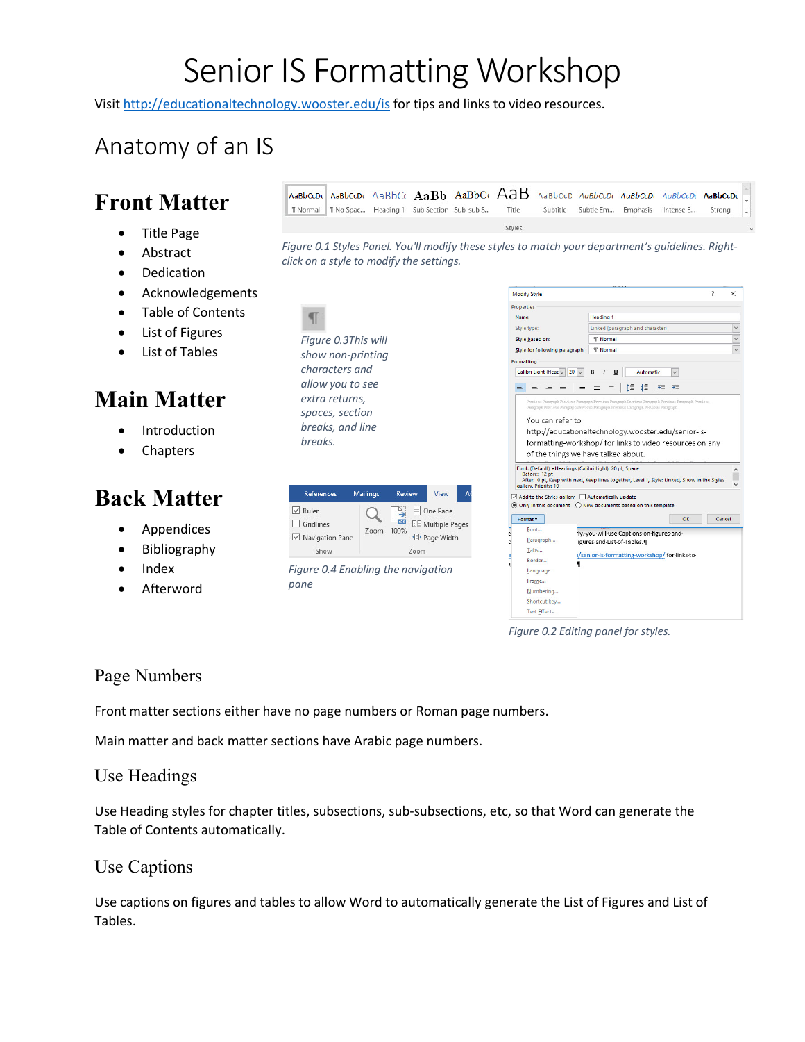# Senior IS Formatting Workshop

Visit [http://educationaltechnology.wooster.edu/is](http://educationaltechnology.wooster.edu/is) for tips and links to video resources.

## Anatomy of an IS

### Front Matter

- Title Page
- Abstract
- Dedication
- Acknowledgements
- Table of Contents
- List of Figures
- List of Tables

*Figure 0.1 Styles Panel. You'll modify these styles to match your department's guidelines. Right-click on a style to modify the settings.*

*Figure 0.3This will show non-printing characters and allow you to see extra returns, spaces, section breaks, and line breaks.*

### Main Matter

- Introduction
- Chapters

### Back Matter

- Appendices
- Bibliography
- Index
- Afterword

*Figure 0.4 Enabling the navigation pane*

*Figure 0.2 Editing panel for styles.*

## Page Numbers

Front matter sections either have no page numbers or Roman page numbers.

Main matter and back matter sections have Arabic page numbers.

## Use Headings

Use Heading styles for chapter titles, subsections, sub-subsections, etc, so that Word can generate the Table of Contents automatically.

## Use Captions

Use captions on figures and tables to allow Word to automatically generate the List of Figures and List of Tables.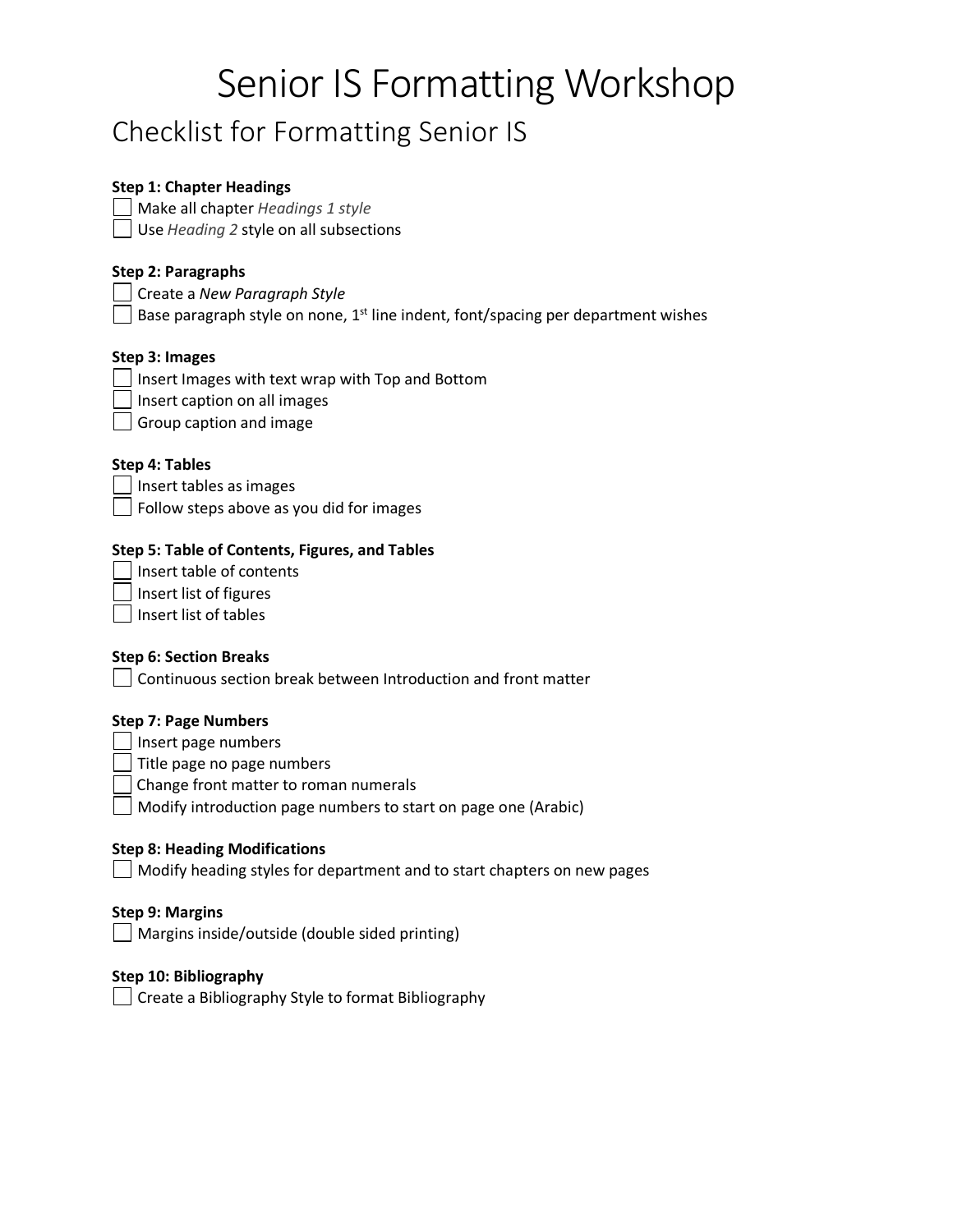# Senior IS Formatting Workshop

## Checklist for Formatting Senior IS

**Step 1: Chapter Headings**

- [ ] Make all chapter *Headings 1 style*
- [ ] Use *Heading 2* style on all subsections

**Step 2: Paragraphs**

- [ ] Create a *New Paragraph Style*
- [ ] Base paragraph style on none, 1st line indent, font/spacing per department wishes

**Step 3: Images**

- [ ] Insert Images with text wrap with Top and Bottom
- [ ] Insert caption on all images
- [ ] Group caption and image

**Step 4: Tables**

- [ ] Insert tables as images
- [ ] Follow steps above as you did for images

**Step 5: Table of Contents, Figures, and Tables**

- [ ] Insert table of contents
- [ ] Insert list of figures
- [ ] Insert list of tables

**Step 6: Section Breaks**

- [ ] Continuous section break between Introduction and front matter

**Step 7: Page Numbers**

- [ ] Insert page numbers
- [ ] Title page no page numbers
- [ ] Change front matter to roman numerals
- [ ] Modify introduction page numbers to start on page one (Arabic)

**Step 8: Heading Modifications**

- [ ] Modify heading styles for department and to start chapters on new pages

**Step 9: Margins**

- [ ] Margins inside/outside (double sided printing)

**Step 10: Bibliography**

- [ ] Create a Bibliography Style to format Bibliography